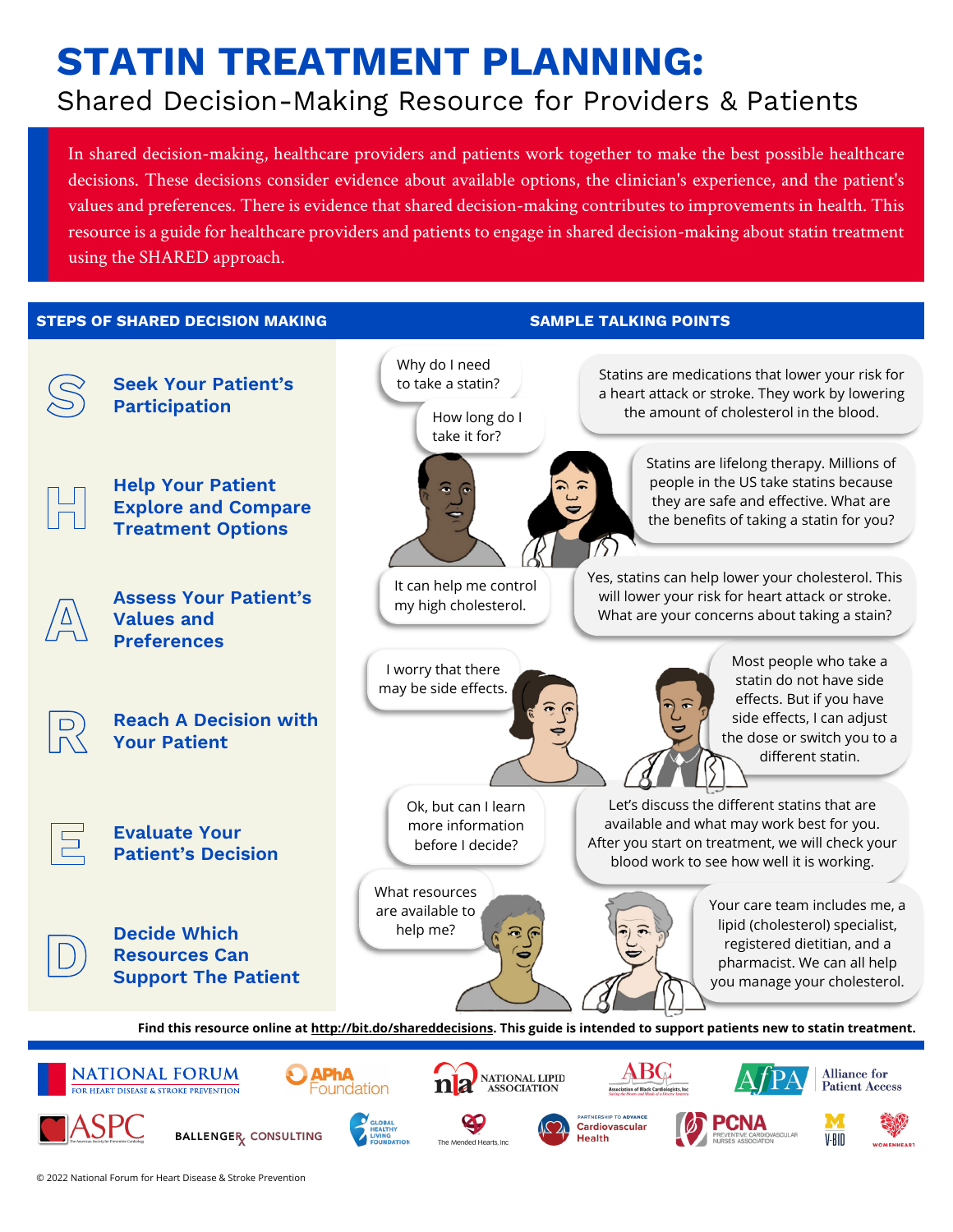# STATIN TREATMENT PLANNING:

## Shared Decision-Making Resource for Providers & Patients

In shared decision-making, healthcare providers and patients work together to make the best possible healthcare decisions. These decisions consider evidence about available options, the clinician's experience, and the patient's values and preferences. There is evidence that shared decision-making contributes to improvements in health. This resource is a guide for healthcare providers and patients to engage in shared decision-making about statin treatment using the SHARED approach.

| STEPS OF SHARED DECISION MAKING | SAMPLE TALKING POINTS |
| --- | --- |
| **S** — **Seek Your Patient's Participation** | Patient: "Why do I need to take a statin?" / "How long do I take it for?" Provider: "Statins are medications that lower your risk for a heart attack or stroke. They work by lowering the amount of cholesterol in the blood." |
| **H** — **Help Your Patient Explore and Compare Treatment Options** | Provider: "Statins are lifelong therapy. Millions of people in the US take statins because they are safe and effective. What are the benefits of taking a statin for you?" |
| **A** — **Assess Your Patient's Values and Preferences** | Patient: "It can help me control my high cholesterol." Provider: "Yes, statins can help lower your cholesterol. This will lower your risk for heart attack or stroke. What are your concerns about taking a stain?" |
| **R** — **Reach A Decision with Your Patient** | Patient: "I worry that there may be side effects." Provider: "Most people who take a statin do not have side effects. But if you have side effects, I can adjust the dose or switch you to a different statin." |
| **E** — **Evaluate Your Patient's Decision** | Patient: "Ok, but can I learn more information before I decide?" Provider: "Let's discuss the different statins that are available and what may work best for you. After you start on treatment, we will check your blood work to see how well it is working." |
| **D** — **Decide Which Resources Can Support The Patient** | Patient: "What resources are available to help me?" Provider: "Your care team includes me, a lipid (cholesterol) specialist, registered dietitian, and a pharmacist. We can all help you manage your cholesterol." |

**Find this resource online at http://bit.do/shareddecisions. This guide is intended to support patients new to statin treatment.**

National Forum for Heart Disease & Stroke Prevention · APhA Foundation · National Lipid Association · ABC Association of Black Cardiologists, Inc · AfPA Alliance for Patient Access · ASPC · Ballenger$_X$ Consulting · Global Healthy Living Foundation · The Mended Hearts, Inc · Partnership to Advance Cardiovascular Health · PCNA Preventive Cardiovascular Nurses Association · V-BID · WomenHeart

© 2022 National Forum for Heart Disease & Stroke Prevention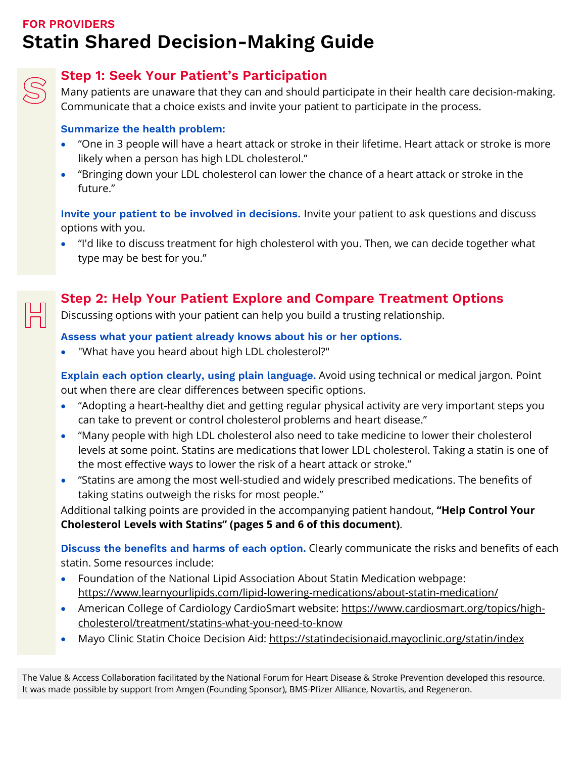FOR PROVIDERS

# Statin Shared Decision-Making Guide

## Step 1: Seek Your Patient's Participation

Many patients are unaware that they can and should participate in their health care decision-making. Communicate that a choice exists and invite your patient to participate in the process.

**Summarize the health problem:**

- "One in 3 people will have a heart attack or stroke in their lifetime. Heart attack or stroke is more likely when a person has high LDL cholesterol."
- "Bringing down your LDL cholesterol can lower the chance of a heart attack or stroke in the future."

**Invite your patient to be involved in decisions.** Invite your patient to ask questions and discuss options with you.

- "I'd like to discuss treatment for high cholesterol with you. Then, we can decide together what type may be best for you."

## Step 2: Help Your Patient Explore and Compare Treatment Options

Discussing options with your patient can help you build a trusting relationship.

**Assess what your patient already knows about his or her options.**

- "What have you heard about high LDL cholesterol?"

**Explain each option clearly, using plain language.** Avoid using technical or medical jargon. Point out when there are clear differences between specific options.

- "Adopting a heart-healthy diet and getting regular physical activity are very important steps you can take to prevent or control cholesterol problems and heart disease."
- "Many people with high LDL cholesterol also need to take medicine to lower their cholesterol levels at some point. Statins are medications that lower LDL cholesterol. Taking a statin is one of the most effective ways to lower the risk of a heart attack or stroke."
- "Statins are among the most well-studied and widely prescribed medications. The benefits of taking statins outweigh the risks for most people."

Additional talking points are provided in the accompanying patient handout, **"Help Control Your Cholesterol Levels with Statins" (pages 5 and 6 of this document)**.

**Discuss the benefits and harms of each option.** Clearly communicate the risks and benefits of each statin. Some resources include:

- Foundation of the National Lipid Association About Statin Medication webpage: https://www.learnyourlipids.com/lipid-lowering-medications/about-statin-medication/
- American College of Cardiology CardioSmart website: https://www.cardiosmart.org/topics/high-cholesterol/treatment/statins-what-you-need-to-know
- Mayo Clinic Statin Choice Decision Aid: https://statindecisionaid.mayoclinic.org/statin/index

The Value & Access Collaboration facilitated by the National Forum for Heart Disease & Stroke Prevention developed this resource. It was made possible by support from Amgen (Founding Sponsor), BMS-Pfizer Alliance, Novartis, and Regeneron.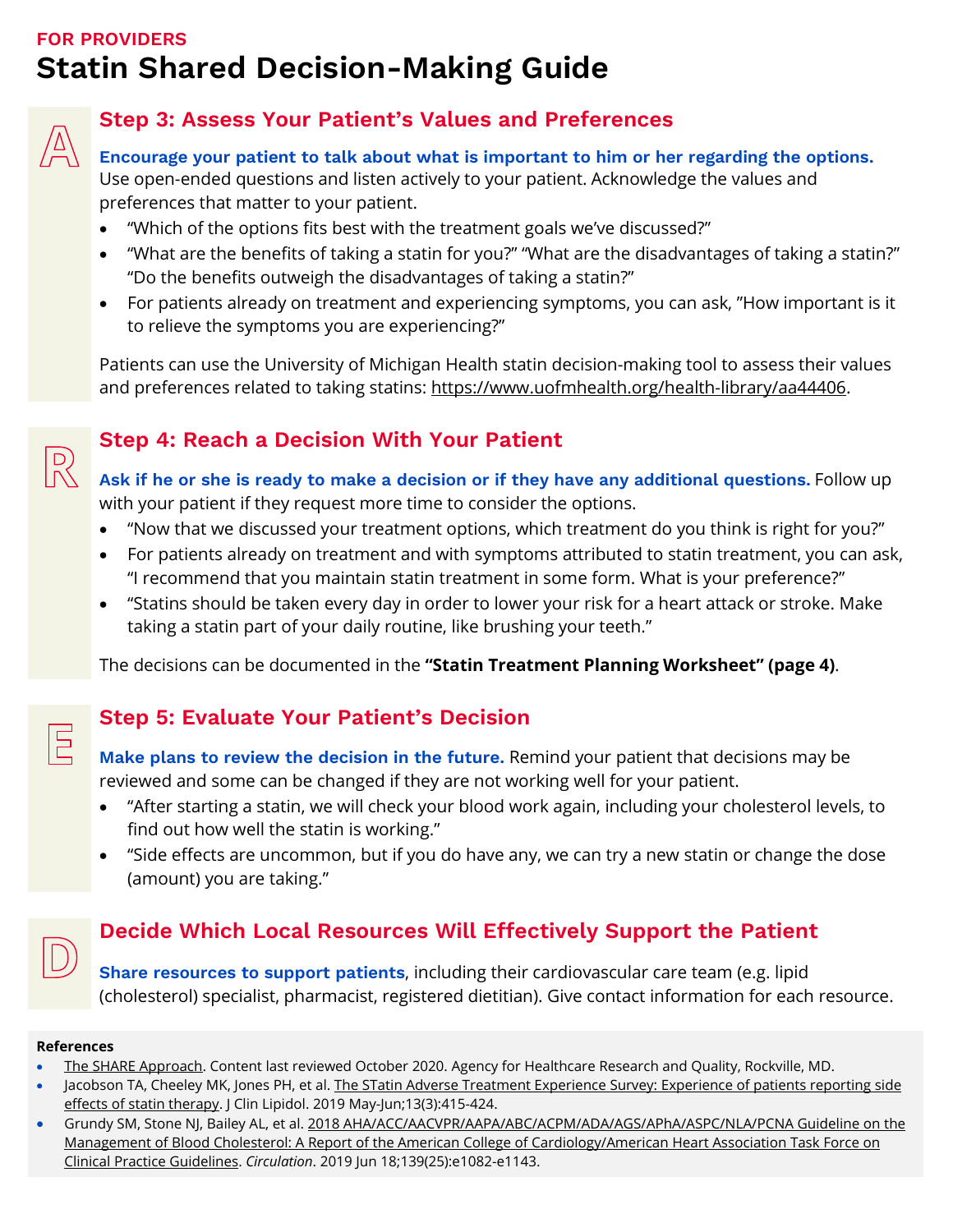FOR PROVIDERS

# Statin Shared Decision-Making Guide

A

## Step 3: Assess Your Patient's Values and Preferences

**Encourage your patient to talk about what is important to him or her regarding the options.** Use open-ended questions and listen actively to your patient. Acknowledge the values and preferences that matter to your patient.

- "Which of the options fits best with the treatment goals we've discussed?"
- "What are the benefits of taking a statin for you?" "What are the disadvantages of taking a statin?" "Do the benefits outweigh the disadvantages of taking a statin?"
- For patients already on treatment and experiencing symptoms, you can ask, "How important is it to relieve the symptoms you are experiencing?"

Patients can use the University of Michigan Health statin decision-making tool to assess their values and preferences related to taking statins: https://www.uofmhealth.org/health-library/aa44406.

R

## Step 4: Reach a Decision With Your Patient

**Ask if he or she is ready to make a decision or if they have any additional questions.** Follow up with your patient if they request more time to consider the options.

- "Now that we discussed your treatment options, which treatment do you think is right for you?"
- For patients already on treatment and with symptoms attributed to statin treatment, you can ask, "I recommend that you maintain statin treatment in some form. What is your preference?"
- "Statins should be taken every day in order to lower your risk for a heart attack or stroke. Make taking a statin part of your daily routine, like brushing your teeth."

The decisions can be documented in the **"Statin Treatment Planning Worksheet" (page 4)**.

E

## Step 5: Evaluate Your Patient's Decision

**Make plans to review the decision in the future.** Remind your patient that decisions may be reviewed and some can be changed if they are not working well for your patient.

- "After starting a statin, we will check your blood work again, including your cholesterol levels, to find out how well the statin is working."
- "Side effects are uncommon, but if you do have any, we can try a new statin or change the dose (amount) you are taking."

D

## Decide Which Local Resources Will Effectively Support the Patient

**Share resources to support patients**, including their cardiovascular care team (e.g. lipid (cholesterol) specialist, pharmacist, registered dietitian). Give contact information for each resource.

**References**

- The SHARE Approach. Content last reviewed October 2020. Agency for Healthcare Research and Quality, Rockville, MD.
- Jacobson TA, Cheeley MK, Jones PH, et al. The STatin Adverse Treatment Experience Survey: Experience of patients reporting side effects of statin therapy. J Clin Lipidol. 2019 May-Jun;13(3):415-424.
- Grundy SM, Stone NJ, Bailey AL, et al. 2018 AHA/ACC/AACVPR/AAPA/ABC/ACPM/ADA/AGS/APhA/ASPC/NLA/PCNA Guideline on the Management of Blood Cholesterol: A Report of the American College of Cardiology/American Heart Association Task Force on Clinical Practice Guidelines. *Circulation*. 2019 Jun 18;139(25):e1082-e1143.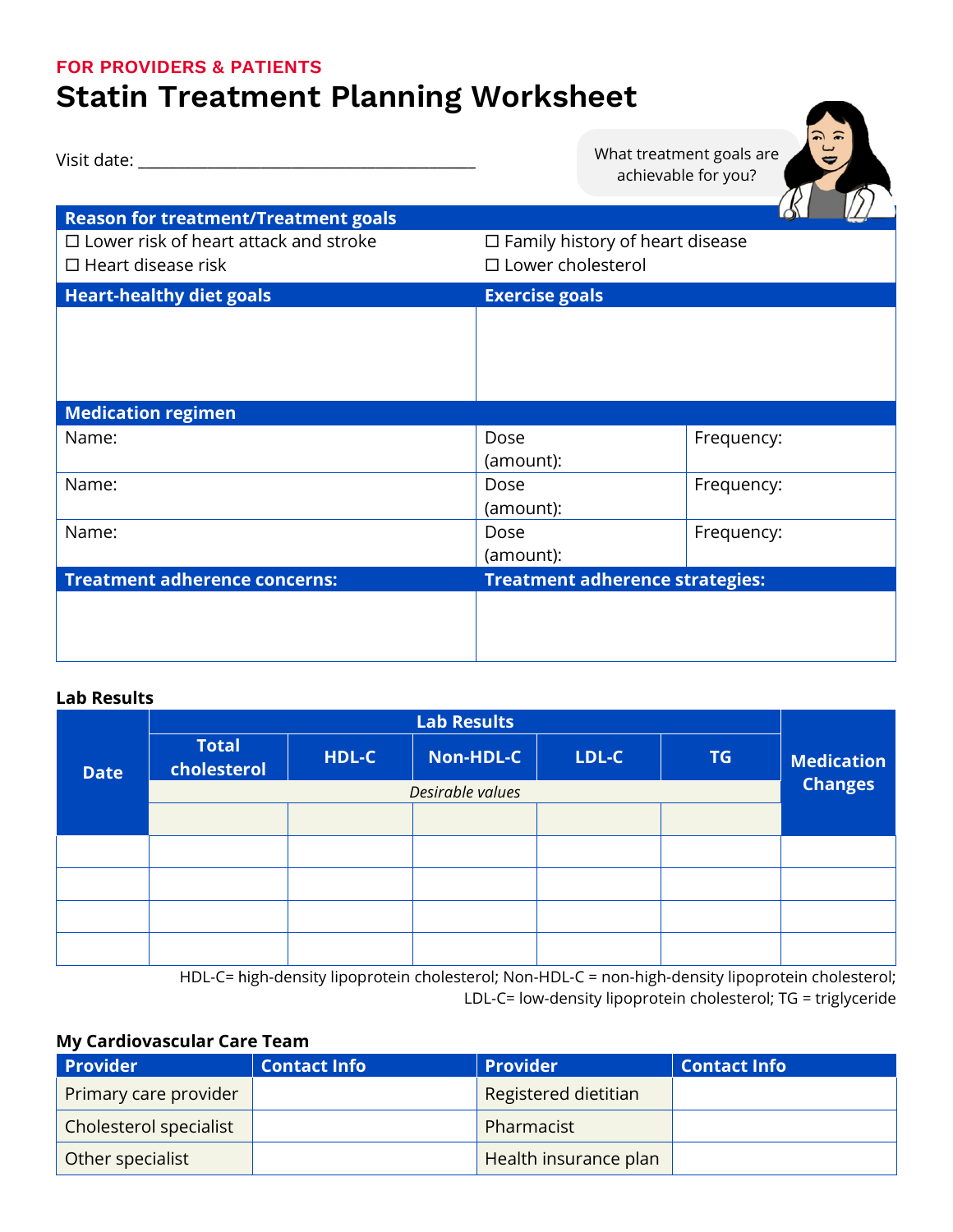FOR PROVIDERS & PATIENTS

# Statin Treatment Planning Worksheet

Visit date: ________________________________________

What treatment goals are achievable for you?

| Reason for treatment/Treatment goals | |
|---|---|
| ☐ Lower risk of heart attack and stroke | ☐ Family history of heart disease |
| ☐ Heart disease risk | ☐ Lower cholesterol |

| Heart-healthy diet goals | Exercise goals |
|---|---|
| | |

| Medication regimen | | |
|---|---|---|
| Name: | Dose (amount): | Frequency: |
| Name: | Dose (amount): | Frequency: |
| Name: | Dose (amount): | Frequency: |

| Treatment adherence concerns: | Treatment adherence strategies: |
|---|---|
| | |

**Lab Results**

| Date | Lab Results | | | | | Medication Changes |
|---|---|---|---|---|---|---|
| | Total cholesterol | HDL-C | Non-HDL-C | LDL-C | TG | |
| | *Desirable values* | | | | | |
| | | | | | | |
| | | | | | | |
| | | | | | | |
| | | | | | | |
| | | | | | | |

HDL-C= high-density lipoprotein cholesterol; Non-HDL-C = non-high-density lipoprotein cholesterol; LDL-C= low-density lipoprotein cholesterol; TG = triglyceride

**My Cardiovascular Care Team**

| Provider | Contact Info | Provider | Contact Info |
|---|---|---|---|
| Primary care provider | | Registered dietitian | |
| Cholesterol specialist | | Pharmacist | |
| Other specialist | | Health insurance plan | |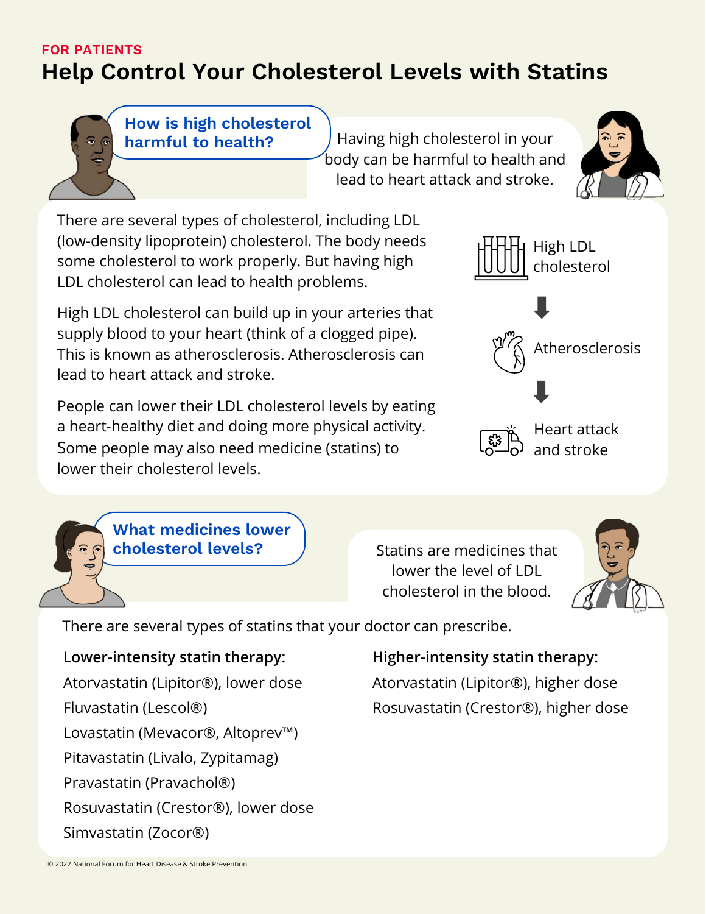FOR PATIENTS

# Help Control Your Cholesterol Levels with Statins

## How is high cholesterol harmful to health?

Having high cholesterol in your body can be harmful to health and lead to heart attack and stroke.

There are several types of cholesterol, including LDL (low-density lipoprotein) cholesterol. The body needs some cholesterol to work properly. But having high LDL cholesterol can lead to health problems.

High LDL cholesterol can build up in your arteries that supply blood to your heart (think of a clogged pipe). This is known as atherosclerosis. Atherosclerosis can lead to heart attack and stroke.

People can lower their LDL cholesterol levels by eating a heart-healthy diet and doing more physical activity. Some people may also need medicine (statins) to lower their cholesterol levels.

High LDL cholesterol → Atherosclerosis → Heart attack and stroke

## What medicines lower cholesterol levels?

Statins are medicines that lower the level of LDL cholesterol in the blood.

There are several types of statins that your doctor can prescribe.

**Lower-intensity statin therapy:**

- Atorvastatin (Lipitor®), lower dose
- Fluvastatin (Lescol®)
- Lovastatin (Mevacor®, Altoprev™)
- Pitavastatin (Livalo, Zypitamag)
- Pravastatin (Pravachol®)
- Rosuvastatin (Crestor®), lower dose
- Simvastatin (Zocor®)

**Higher-intensity statin therapy:**

- Atorvastatin (Lipitor®), higher dose
- Rosuvastatin (Crestor®), higher dose

© 2022 National Forum for Heart Disease & Stroke Prevention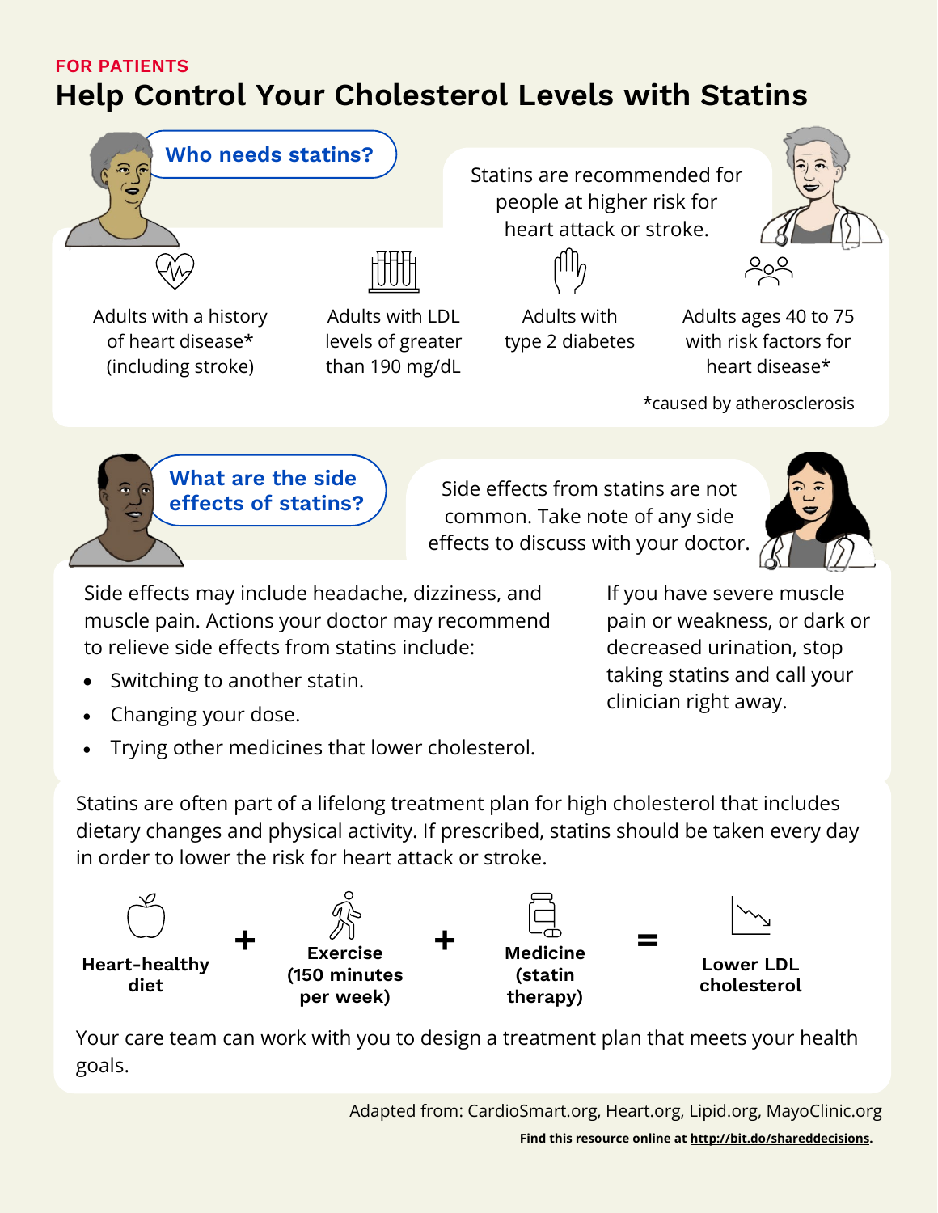FOR PATIENTS

# Help Control Your Cholesterol Levels with Statins

## Who needs statins?

Statins are recommended for people at higher risk for heart attack or stroke.

- Adults with a history of heart disease* (including stroke)
- Adults with LDL levels of greater than 190 mg/dL
- Adults with type 2 diabetes
- Adults ages 40 to 75 with risk factors for heart disease*

*caused by atherosclerosis

## What are the side effects of statins?

Side effects from statins are not common. Take note of any side effects to discuss with your doctor.

Side effects may include headache, dizziness, and muscle pain. Actions your doctor may recommend to relieve side effects from statins include:

- Switching to another statin.
- Changing your dose.
- Trying other medicines that lower cholesterol.

If you have severe muscle pain or weakness, or dark or decreased urination, stop taking statins and call your clinician right away.

Statins are often part of a lifelong treatment plan for high cholesterol that includes dietary changes and physical activity. If prescribed, statins should be taken every day in order to lower the risk for heart attack or stroke.

**Heart-healthy diet** + **Exercise (150 minutes per week)** + **Medicine (statin therapy)** = **Lower LDL cholesterol**

Your care team can work with you to design a treatment plan that meets your health goals.

Adapted from: CardioSmart.org, Heart.org, Lipid.org, MayoClinic.org

**Find this resource online at http://bit.do/shareddecisions.**